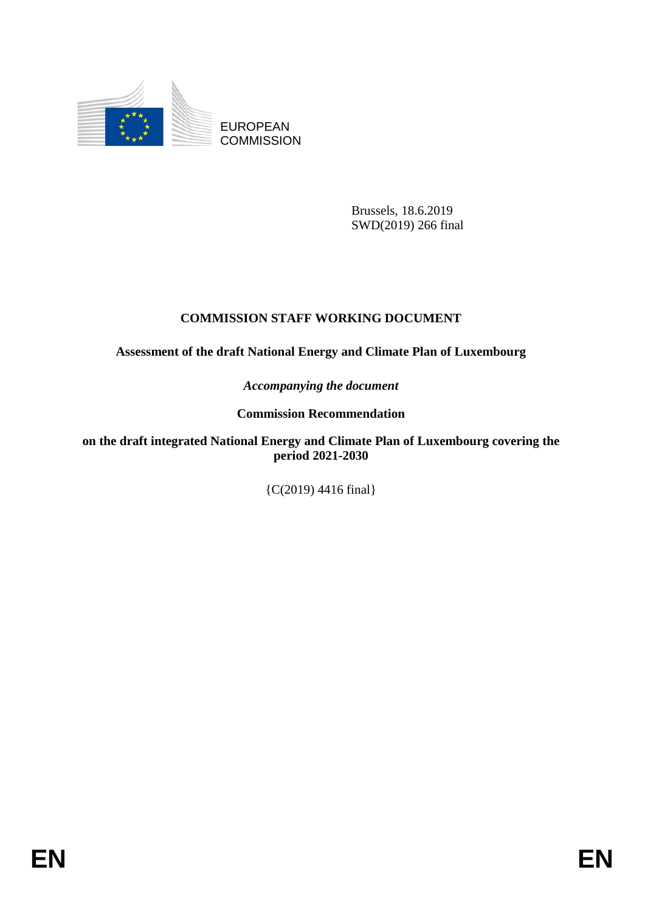EUROPEAN COMMISSION

Brussels, 18.6.2019
SWD(2019) 266 final

# COMMISSION STAFF WORKING DOCUMENT

**Assessment of the draft National Energy and Climate Plan of Luxembourg**

*Accompanying the document*

**Commission Recommendation**

**on the draft integrated National Energy and Climate Plan of Luxembourg covering the period 2021-2030**

{C(2019) 4416 final}

EN EN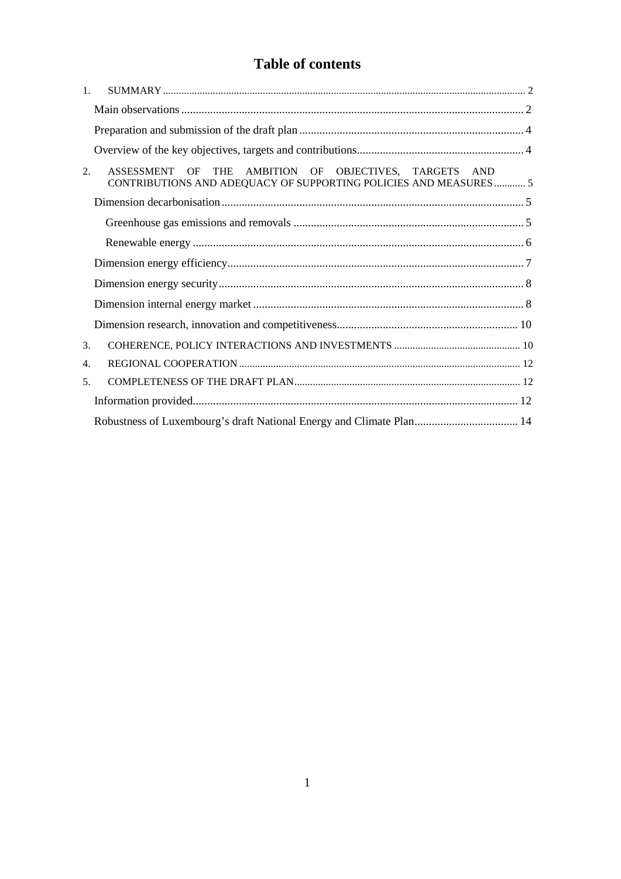# Table of contents

1. SUMMARY ..... 2
    - Main observations ..... 2
    - Preparation and submission of the draft plan ..... 4
    - Overview of the key objectives, targets and contributions ..... 4
2. ASSESSMENT OF THE AMBITION OF OBJECTIVES, TARGETS AND CONTRIBUTIONS AND ADEQUACY OF SUPPORTING POLICIES AND MEASURES ..... 5
    - Dimension decarbonisation ..... 5
        - Greenhouse gas emissions and removals ..... 5
        - Renewable energy ..... 6
    - Dimension energy efficiency ..... 7
    - Dimension energy security ..... 8
    - Dimension internal energy market ..... 8
    - Dimension research, innovation and competitiveness ..... 10
3. COHERENCE, POLICY INTERACTIONS AND INVESTMENTS ..... 10
4. REGIONAL COOPERATION ..... 12
5. COMPLETENESS OF THE DRAFT PLAN ..... 12
    - Information provided ..... 12
    - Robustness of Luxembourg's draft National Energy and Climate Plan ..... 14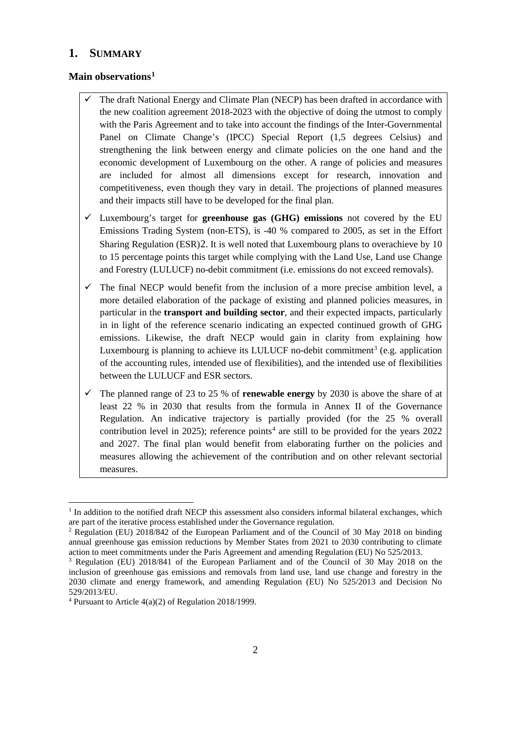## 1. SUMMARY

### Main observations[1]

- ✓ The draft National Energy and Climate Plan (NECP) has been drafted in accordance with the new coalition agreement 2018-2023 with the objective of doing the utmost to comply with the Paris Agreement and to take into account the findings of the Inter-Governmental Panel on Climate Change's (IPCC) Special Report (1,5 degrees Celsius) and strengthening the link between energy and climate policies on the one hand and the economic development of Luxembourg on the other. A range of policies and measures are included for almost all dimensions except for research, innovation and competitiveness, even though they vary in detail. The projections of planned measures and their impacts still have to be developed for the final plan.
- ✓ Luxembourg's target for **greenhouse gas (GHG) emissions** not covered by the EU Emissions Trading System (non-ETS), is -40 % compared to 2005, as set in the Effort Sharing Regulation (ESR)2. It is well noted that Luxembourg plans to overachieve by 10 to 15 percentage points this target while complying with the Land Use, Land use Change and Forestry (LULUCF) no-debit commitment (i.e. emissions do not exceed removals).
- ✓ The final NECP would benefit from the inclusion of a more precise ambition level, a more detailed elaboration of the package of existing and planned policies measures, in particular in the **transport and building sector**, and their expected impacts, particularly in in light of the reference scenario indicating an expected continued growth of GHG emissions. Likewise, the draft NECP would gain in clarity from explaining how Luxembourg is planning to achieve its LULUCF no-debit commitment[3] (e.g. application of the accounting rules, intended use of flexibilities), and the intended use of flexibilities between the LULUCF and ESR sectors.
- ✓ The planned range of 23 to 25 % of **renewable energy** by 2030 is above the share of at least 22 % in 2030 that results from the formula in Annex II of the Governance Regulation. An indicative trajectory is partially provided (for the 25 % overall contribution level in 2025); reference points[4] are still to be provided for the years 2022 and 2027. The final plan would benefit from elaborating further on the policies and measures allowing the achievement of the contribution and on other relevant sectorial measures.

---

[1] In addition to the notified draft NECP this assessment also considers informal bilateral exchanges, which are part of the iterative process established under the Governance regulation.

[2] Regulation (EU) 2018/842 of the European Parliament and of the Council of 30 May 2018 on binding annual greenhouse gas emission reductions by Member States from 2021 to 2030 contributing to climate action to meet commitments under the Paris Agreement and amending Regulation (EU) No 525/2013.

[3] Regulation (EU) 2018/841 of the European Parliament and of the Council of 30 May 2018 on the inclusion of greenhouse gas emissions and removals from land use, land use change and forestry in the 2030 climate and energy framework, and amending Regulation (EU) No 525/2013 and Decision No 529/2013/EU.

[4] Pursuant to Article 4(a)(2) of Regulation 2018/1999.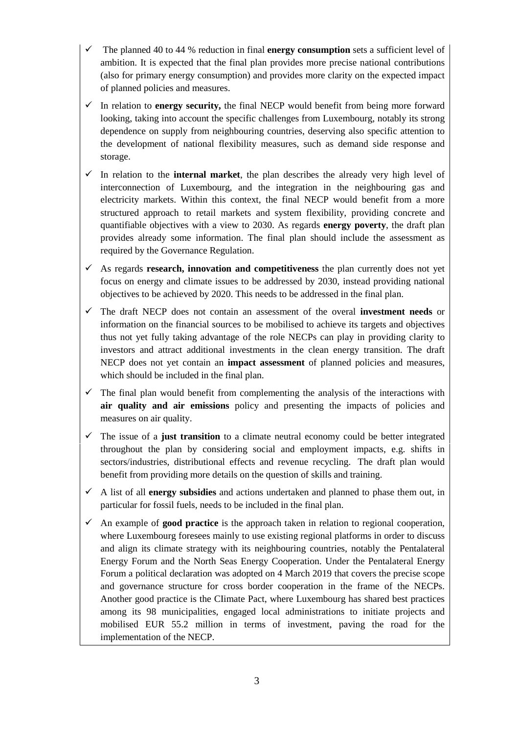- ✓ The planned 40 to 44 % reduction in final **energy consumption** sets a sufficient level of ambition. It is expected that the final plan provides more precise national contributions (also for primary energy consumption) and provides more clarity on the expected impact of planned policies and measures.
- ✓ In relation to **energy security,** the final NECP would benefit from being more forward looking, taking into account the specific challenges from Luxembourg, notably its strong dependence on supply from neighbouring countries, deserving also specific attention to the development of national flexibility measures, such as demand side response and storage.
- ✓ In relation to the **internal market**, the plan describes the already very high level of interconnection of Luxembourg, and the integration in the neighbouring gas and electricity markets. Within this context, the final NECP would benefit from a more structured approach to retail markets and system flexibility, providing concrete and quantifiable objectives with a view to 2030. As regards **energy poverty**, the draft plan provides already some information. The final plan should include the assessment as required by the Governance Regulation.
- ✓ As regards **research, innovation and competitiveness** the plan currently does not yet focus on energy and climate issues to be addressed by 2030, instead providing national objectives to be achieved by 2020. This needs to be addressed in the final plan.
- ✓ The draft NECP does not contain an assessment of the overal **investment needs** or information on the financial sources to be mobilised to achieve its targets and objectives thus not yet fully taking advantage of the role NECPs can play in providing clarity to investors and attract additional investments in the clean energy transition. The draft NECP does not yet contain an **impact assessment** of planned policies and measures, which should be included in the final plan.
- ✓ The final plan would benefit from complementing the analysis of the interactions with **air quality and air emissions** policy and presenting the impacts of policies and measures on air quality.
- ✓ The issue of a **just transition** to a climate neutral economy could be better integrated throughout the plan by considering social and employment impacts, e.g. shifts in sectors/industries, distributional effects and revenue recycling. The draft plan would benefit from providing more details on the question of skills and training.
- ✓ A list of all **energy subsidies** and actions undertaken and planned to phase them out, in particular for fossil fuels, needs to be included in the final plan.
- ✓ An example of **good practice** is the approach taken in relation to regional cooperation, where Luxembourg foresees mainly to use existing regional platforms in order to discuss and align its climate strategy with its neighbouring countries, notably the Pentalateral Energy Forum and the North Seas Energy Cooperation. Under the Pentalateral Energy Forum a political declaration was adopted on 4 March 2019 that covers the precise scope and governance structure for cross border cooperation in the frame of the NECPs. Another good practice is the CIimate Pact, where Luxembourg has shared best practices among its 98 municipalities, engaged local administrations to initiate projects and mobilised EUR 55.2 million in terms of investment, paving the road for the implementation of the NECP.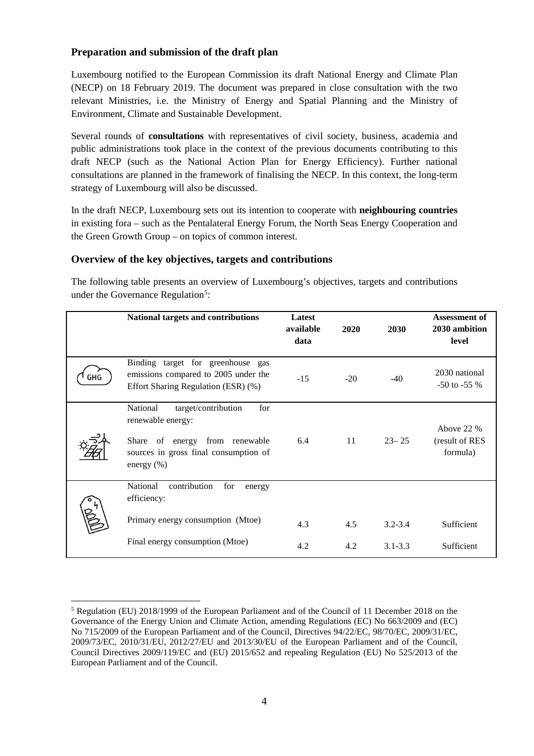### Preparation and submission of the draft plan

Luxembourg notified to the European Commission its draft National Energy and Climate Plan (NECP) on 18 February 2019. The document was prepared in close consultation with the two relevant Ministries, i.e. the Ministry of Energy and Spatial Planning and the Ministry of Environment, Climate and Sustainable Development.

Several rounds of **consultations** with representatives of civil society, business, academia and public administrations took place in the context of the previous documents contributing to this draft NECP (such as the National Action Plan for Energy Efficiency). Further national consultations are planned in the framework of finalising the NECP. In this context, the long-term strategy of Luxembourg will also be discussed.

In the draft NECP, Luxembourg sets out its intention to cooperate with **neighbouring countries** in existing fora – such as the Pentalateral Energy Forum, the North Seas Energy Cooperation and the Green Growth Group – on topics of common interest.

### Overview of the key objectives, targets and contributions

The following table presents an overview of Luxembourg's objectives, targets and contributions under the Governance Regulation[5]:

| | National targets and contributions | Latest available data | 2020 | 2030 | Assessment of 2030 ambition level |
|---|---|---|---|---|---|
| GHG | Binding target for greenhouse gas emissions compared to 2005 under the Effort Sharing Regulation (ESR) (%) | -15 | -20 | -40 | 2030 national -50 to -55 % |
| | National target/contribution for renewable energy: Share of energy from renewable sources in gross final consumption of energy (%) | 6.4 | 11 | 23– 25 | Above 22 % (result of RES formula) |
| | National contribution for energy efficiency: | | | | |
| | Primary energy consumption (Mtoe) | 4.3 | 4.5 | 3.2-3.4 | Sufficient |
| | Final energy consumption (Mtoe) | 4.2 | 4.2 | 3.1-3.3 | Sufficient |

[5] Regulation (EU) 2018/1999 of the European Parliament and of the Council of 11 December 2018 on the Governance of the Energy Union and Climate Action, amending Regulations (EC) No 663/2009 and (EC) No 715/2009 of the European Parliament and of the Council, Directives 94/22/EC, 98/70/EC, 2009/31/EC, 2009/73/EC, 2010/31/EU, 2012/27/EU and 2013/30/EU of the European Parliament and of the Council, Council Directives 2009/119/EC and (EU) 2015/652 and repealing Regulation (EU) No 525/2013 of the European Parliament and of the Council.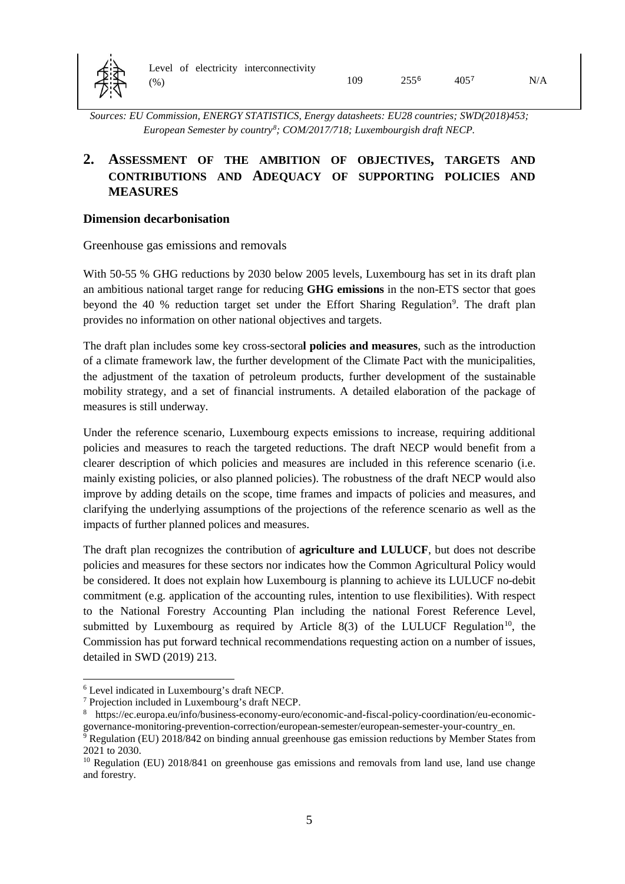| | Level of electricity interconnectivity (%) | 109 | 255[6] | 405[7] | N/A |
|---|---|---|---|---|---|

*Sources: EU Commission, ENERGY STATISTICS, Energy datasheets: EU28 countries; SWD(2018)453; European Semester by country[8]; COM/2017/718; Luxembourgish draft NECP.*

## 2. Assessment of the ambition of objectives, targets and contributions and Adequacy of supporting policies and measures

### Dimension decarbonisation

Greenhouse gas emissions and removals

With 50-55 % GHG reductions by 2030 below 2005 levels, Luxembourg has set in its draft plan an ambitious national target range for reducing **GHG emissions** in the non-ETS sector that goes beyond the 40 % reduction target set under the Effort Sharing Regulation[9]. The draft plan provides no information on other national objectives and targets.

The draft plan includes some key cross-sectora**l policies and measures**, such as the introduction of a climate framework law, the further development of the Climate Pact with the municipalities, the adjustment of the taxation of petroleum products, further development of the sustainable mobility strategy, and a set of financial instruments. A detailed elaboration of the package of measures is still underway.

Under the reference scenario, Luxembourg expects emissions to increase, requiring additional policies and measures to reach the targeted reductions. The draft NECP would benefit from a clearer description of which policies and measures are included in this reference scenario (i.e. mainly existing policies, or also planned policies). The robustness of the draft NECP would also improve by adding details on the scope, time frames and impacts of policies and measures, and clarifying the underlying assumptions of the projections of the reference scenario as well as the impacts of further planned polices and measures.

The draft plan recognizes the contribution of **agriculture and LULUCF**, but does not describe policies and measures for these sectors nor indicates how the Common Agricultural Policy would be considered. It does not explain how Luxembourg is planning to achieve its LULUCF no-debit commitment (e.g. application of the accounting rules, intention to use flexibilities). With respect to the National Forestry Accounting Plan including the national Forest Reference Level, submitted by Luxembourg as required by Article 8(3) of the LULUCF Regulation[10], the Commission has put forward technical recommendations requesting action on a number of issues, detailed in SWD (2019) 213.

---

[6] Level indicated in Luxembourg's draft NECP.

[7] Projection included in Luxembourg's draft NECP.

[8] https://ec.europa.eu/info/business-economy-euro/economic-and-fiscal-policy-coordination/eu-economic-governance-monitoring-prevention-correction/european-semester/european-semester-your-country_en.

[9] Regulation (EU) 2018/842 on binding annual greenhouse gas emission reductions by Member States from 2021 to 2030.

[10] Regulation (EU) 2018/841 on greenhouse gas emissions and removals from land use, land use change and forestry.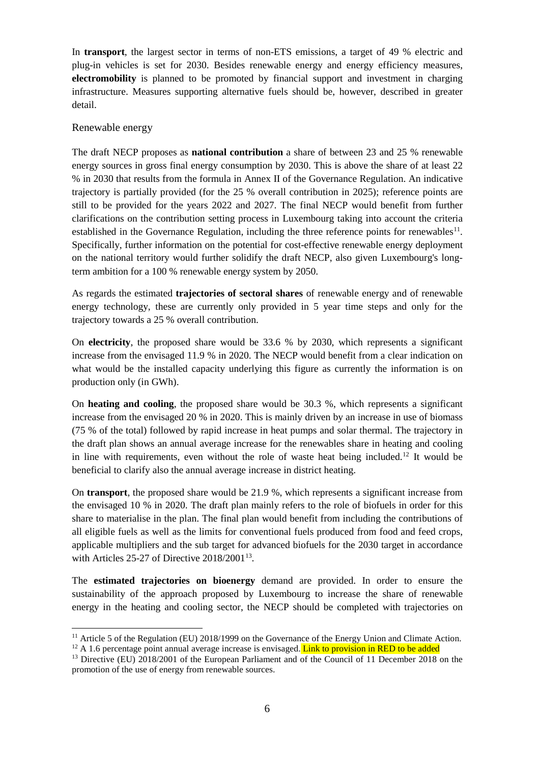In **transport**, the largest sector in terms of non-ETS emissions, a target of 49 % electric and plug-in vehicles is set for 2030. Besides renewable energy and energy efficiency measures, **electromobility** is planned to be promoted by financial support and investment in charging infrastructure. Measures supporting alternative fuels should be, however, described in greater detail.

## Renewable energy

The draft NECP proposes as **national contribution** a share of between 23 and 25 % renewable energy sources in gross final energy consumption by 2030. This is above the share of at least 22 % in 2030 that results from the formula in Annex II of the Governance Regulation. An indicative trajectory is partially provided (for the 25 % overall contribution in 2025); reference points are still to be provided for the years 2022 and 2027. The final NECP would benefit from further clarifications on the contribution setting process in Luxembourg taking into account the criteria established in the Governance Regulation, including the three reference points for renewables[11]. Specifically, further information on the potential for cost-effective renewable energy deployment on the national territory would further solidify the draft NECP, also given Luxembourg's long-term ambition for a 100 % renewable energy system by 2050.

As regards the estimated **trajectories of sectoral shares** of renewable energy and of renewable energy technology, these are currently only provided in 5 year time steps and only for the trajectory towards a 25 % overall contribution.

On **electricity**, the proposed share would be 33.6 % by 2030, which represents a significant increase from the envisaged 11.9 % in 2020. The NECP would benefit from a clear indication on what would be the installed capacity underlying this figure as currently the information is on production only (in GWh).

On **heating and cooling**, the proposed share would be 30.3 %, which represents a significant increase from the envisaged 20 % in 2020. This is mainly driven by an increase in use of biomass (75 % of the total) followed by rapid increase in heat pumps and solar thermal. The trajectory in the draft plan shows an annual average increase for the renewables share in heating and cooling in line with requirements, even without the role of waste heat being included.[12] It would be beneficial to clarify also the annual average increase in district heating.

On **transport**, the proposed share would be 21.9 %, which represents a significant increase from the envisaged 10 % in 2020. The draft plan mainly refers to the role of biofuels in order for this share to materialise in the plan. The final plan would benefit from including the contributions of all eligible fuels as well as the limits for conventional fuels produced from food and feed crops, applicable multipliers and the sub target for advanced biofuels for the 2030 target in accordance with Articles 25-27 of Directive 2018/2001[13].

The **estimated trajectories on bioenergy** demand are provided. In order to ensure the sustainability of the approach proposed by Luxembourg to increase the share of renewable energy in the heating and cooling sector, the NECP should be completed with trajectories on

---

[11] Article 5 of the Regulation (EU) 2018/1999 on the Governance of the Energy Union and Climate Action.

[12] A 1.6 percentage point annual average increase is envisaged. Link to provision in RED to be added

[13] Directive (EU) 2018/2001 of the European Parliament and of the Council of 11 December 2018 on the promotion of the use of energy from renewable sources.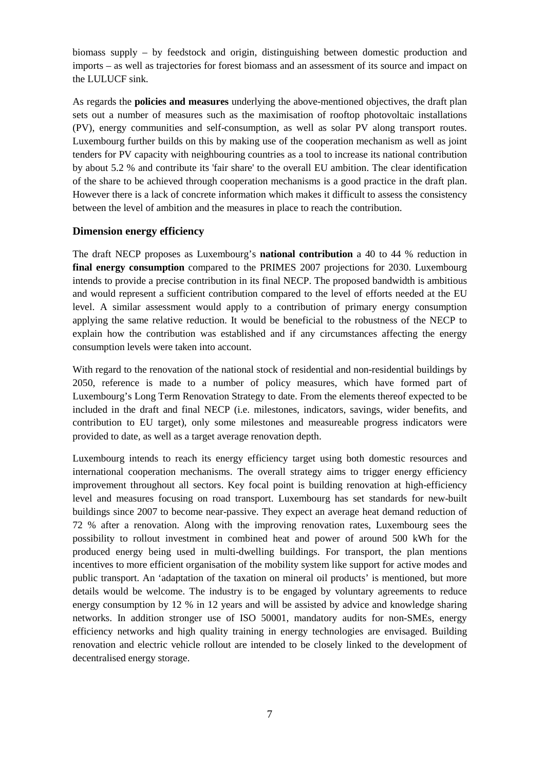biomass supply – by feedstock and origin, distinguishing between domestic production and imports – as well as trajectories for forest biomass and an assessment of its source and impact on the LULUCF sink.

As regards the **policies and measures** underlying the above-mentioned objectives, the draft plan sets out a number of measures such as the maximisation of rooftop photovoltaic installations (PV), energy communities and self-consumption, as well as solar PV along transport routes. Luxembourg further builds on this by making use of the cooperation mechanism as well as joint tenders for PV capacity with neighbouring countries as a tool to increase its national contribution by about 5.2 % and contribute its 'fair share' to the overall EU ambition. The clear identification of the share to be achieved through cooperation mechanisms is a good practice in the draft plan. However there is a lack of concrete information which makes it difficult to assess the consistency between the level of ambition and the measures in place to reach the contribution.

### Dimension energy efficiency

The draft NECP proposes as Luxembourg's **national contribution** a 40 to 44 % reduction in **final energy consumption** compared to the PRIMES 2007 projections for 2030. Luxembourg intends to provide a precise contribution in its final NECP. The proposed bandwidth is ambitious and would represent a sufficient contribution compared to the level of efforts needed at the EU level. A similar assessment would apply to a contribution of primary energy consumption applying the same relative reduction. It would be beneficial to the robustness of the NECP to explain how the contribution was established and if any circumstances affecting the energy consumption levels were taken into account.

With regard to the renovation of the national stock of residential and non-residential buildings by 2050, reference is made to a number of policy measures, which have formed part of Luxembourg's Long Term Renovation Strategy to date. From the elements thereof expected to be included in the draft and final NECP (i.e. milestones, indicators, savings, wider benefits, and contribution to EU target), only some milestones and measureable progress indicators were provided to date, as well as a target average renovation depth.

Luxembourg intends to reach its energy efficiency target using both domestic resources and international cooperation mechanisms. The overall strategy aims to trigger energy efficiency improvement throughout all sectors. Key focal point is building renovation at high-efficiency level and measures focusing on road transport. Luxembourg has set standards for new-built buildings since 2007 to become near-passive. They expect an average heat demand reduction of 72 % after a renovation. Along with the improving renovation rates, Luxembourg sees the possibility to rollout investment in combined heat and power of around 500 kWh for the produced energy being used in multi-dwelling buildings. For transport, the plan mentions incentives to more efficient organisation of the mobility system like support for active modes and public transport. An 'adaptation of the taxation on mineral oil products' is mentioned, but more details would be welcome. The industry is to be engaged by voluntary agreements to reduce energy consumption by 12 % in 12 years and will be assisted by advice and knowledge sharing networks. In addition stronger use of ISO 50001, mandatory audits for non-SMEs, energy efficiency networks and high quality training in energy technologies are envisaged. Building renovation and electric vehicle rollout are intended to be closely linked to the development of decentralised energy storage.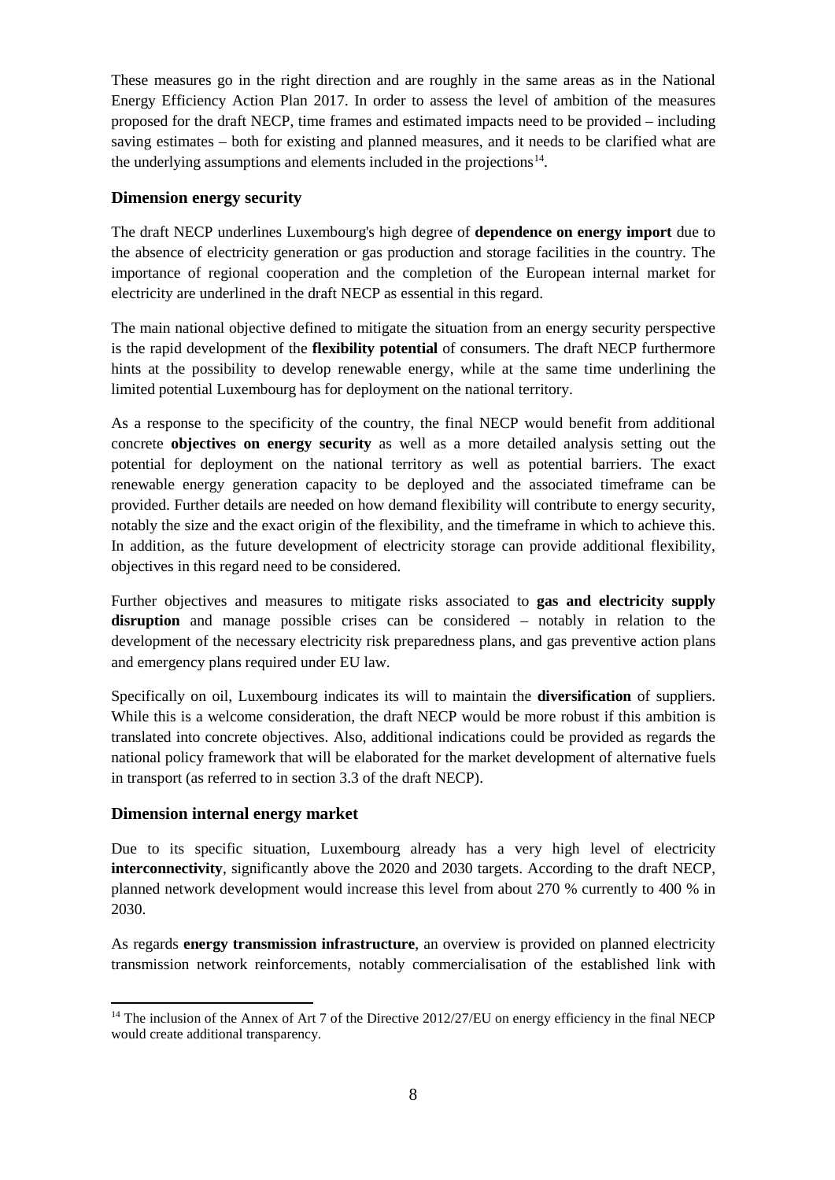These measures go in the right direction and are roughly in the same areas as in the National Energy Efficiency Action Plan 2017. In order to assess the level of ambition of the measures proposed for the draft NECP, time frames and estimated impacts need to be provided – including saving estimates – both for existing and planned measures, and it needs to be clarified what are the underlying assumptions and elements included in the projections[14].

### Dimension energy security

The draft NECP underlines Luxembourg's high degree of **dependence on energy import** due to the absence of electricity generation or gas production and storage facilities in the country. The importance of regional cooperation and the completion of the European internal market for electricity are underlined in the draft NECP as essential in this regard.

The main national objective defined to mitigate the situation from an energy security perspective is the rapid development of the **flexibility potential** of consumers. The draft NECP furthermore hints at the possibility to develop renewable energy, while at the same time underlining the limited potential Luxembourg has for deployment on the national territory.

As a response to the specificity of the country, the final NECP would benefit from additional concrete **objectives on energy security** as well as a more detailed analysis setting out the potential for deployment on the national territory as well as potential barriers. The exact renewable energy generation capacity to be deployed and the associated timeframe can be provided. Further details are needed on how demand flexibility will contribute to energy security, notably the size and the exact origin of the flexibility, and the timeframe in which to achieve this. In addition, as the future development of electricity storage can provide additional flexibility, objectives in this regard need to be considered.

Further objectives and measures to mitigate risks associated to **gas and electricity supply disruption** and manage possible crises can be considered – notably in relation to the development of the necessary electricity risk preparedness plans, and gas preventive action plans and emergency plans required under EU law.

Specifically on oil, Luxembourg indicates its will to maintain the **diversification** of suppliers. While this is a welcome consideration, the draft NECP would be more robust if this ambition is translated into concrete objectives. Also, additional indications could be provided as regards the national policy framework that will be elaborated for the market development of alternative fuels in transport (as referred to in section 3.3 of the draft NECP).

### Dimension internal energy market

Due to its specific situation, Luxembourg already has a very high level of electricity **interconnectivity**, significantly above the 2020 and 2030 targets. According to the draft NECP, planned network development would increase this level from about 270 % currently to 400 % in 2030.

As regards **energy transmission infrastructure**, an overview is provided on planned electricity transmission network reinforcements, notably commercialisation of the established link with

---

[14] The inclusion of the Annex of Art 7 of the Directive 2012/27/EU on energy efficiency in the final NECP would create additional transparency.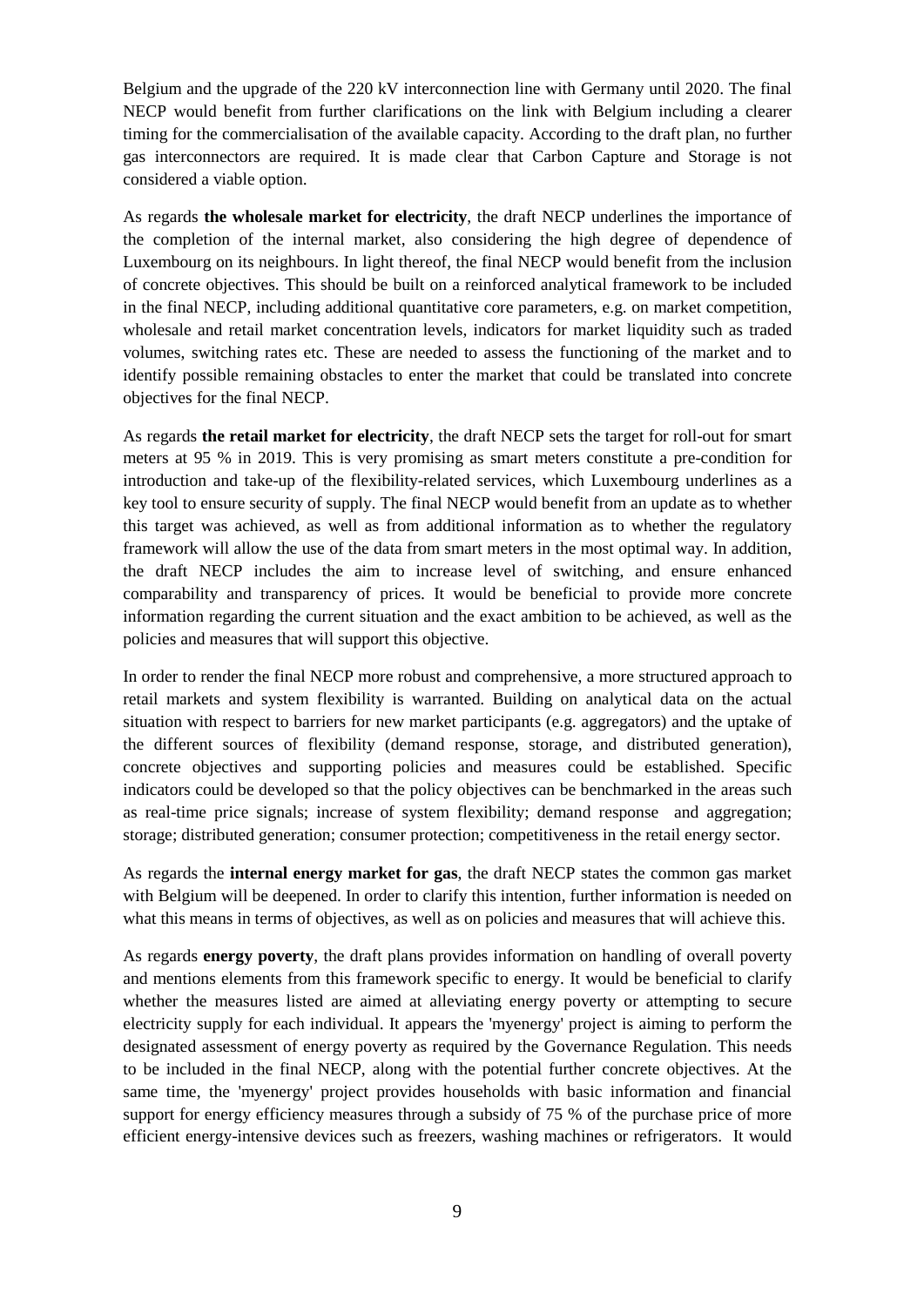Belgium and the upgrade of the 220 kV interconnection line with Germany until 2020. The final NECP would benefit from further clarifications on the link with Belgium including a clearer timing for the commercialisation of the available capacity. According to the draft plan, no further gas interconnectors are required. It is made clear that Carbon Capture and Storage is not considered a viable option.

As regards **the wholesale market for electricity**, the draft NECP underlines the importance of the completion of the internal market, also considering the high degree of dependence of Luxembourg on its neighbours. In light thereof, the final NECP would benefit from the inclusion of concrete objectives. This should be built on a reinforced analytical framework to be included in the final NECP, including additional quantitative core parameters, e.g. on market competition, wholesale and retail market concentration levels, indicators for market liquidity such as traded volumes, switching rates etc. These are needed to assess the functioning of the market and to identify possible remaining obstacles to enter the market that could be translated into concrete objectives for the final NECP.

As regards **the retail market for electricity**, the draft NECP sets the target for roll-out for smart meters at 95 % in 2019. This is very promising as smart meters constitute a pre-condition for introduction and take-up of the flexibility-related services, which Luxembourg underlines as a key tool to ensure security of supply. The final NECP would benefit from an update as to whether this target was achieved, as well as from additional information as to whether the regulatory framework will allow the use of the data from smart meters in the most optimal way. In addition, the draft NECP includes the aim to increase level of switching, and ensure enhanced comparability and transparency of prices. It would be beneficial to provide more concrete information regarding the current situation and the exact ambition to be achieved, as well as the policies and measures that will support this objective.

In order to render the final NECP more robust and comprehensive, a more structured approach to retail markets and system flexibility is warranted. Building on analytical data on the actual situation with respect to barriers for new market participants (e.g. aggregators) and the uptake of the different sources of flexibility (demand response, storage, and distributed generation), concrete objectives and supporting policies and measures could be established. Specific indicators could be developed so that the policy objectives can be benchmarked in the areas such as real-time price signals; increase of system flexibility; demand response and aggregation; storage; distributed generation; consumer protection; competitiveness in the retail energy sector.

As regards the **internal energy market for gas**, the draft NECP states the common gas market with Belgium will be deepened. In order to clarify this intention, further information is needed on what this means in terms of objectives, as well as on policies and measures that will achieve this.

As regards **energy poverty**, the draft plans provides information on handling of overall poverty and mentions elements from this framework specific to energy. It would be beneficial to clarify whether the measures listed are aimed at alleviating energy poverty or attempting to secure electricity supply for each individual. It appears the 'myenergy' project is aiming to perform the designated assessment of energy poverty as required by the Governance Regulation. This needs to be included in the final NECP, along with the potential further concrete objectives. At the same time, the 'myenergy' project provides households with basic information and financial support for energy efficiency measures through a subsidy of 75 % of the purchase price of more efficient energy-intensive devices such as freezers, washing machines or refrigerators. It would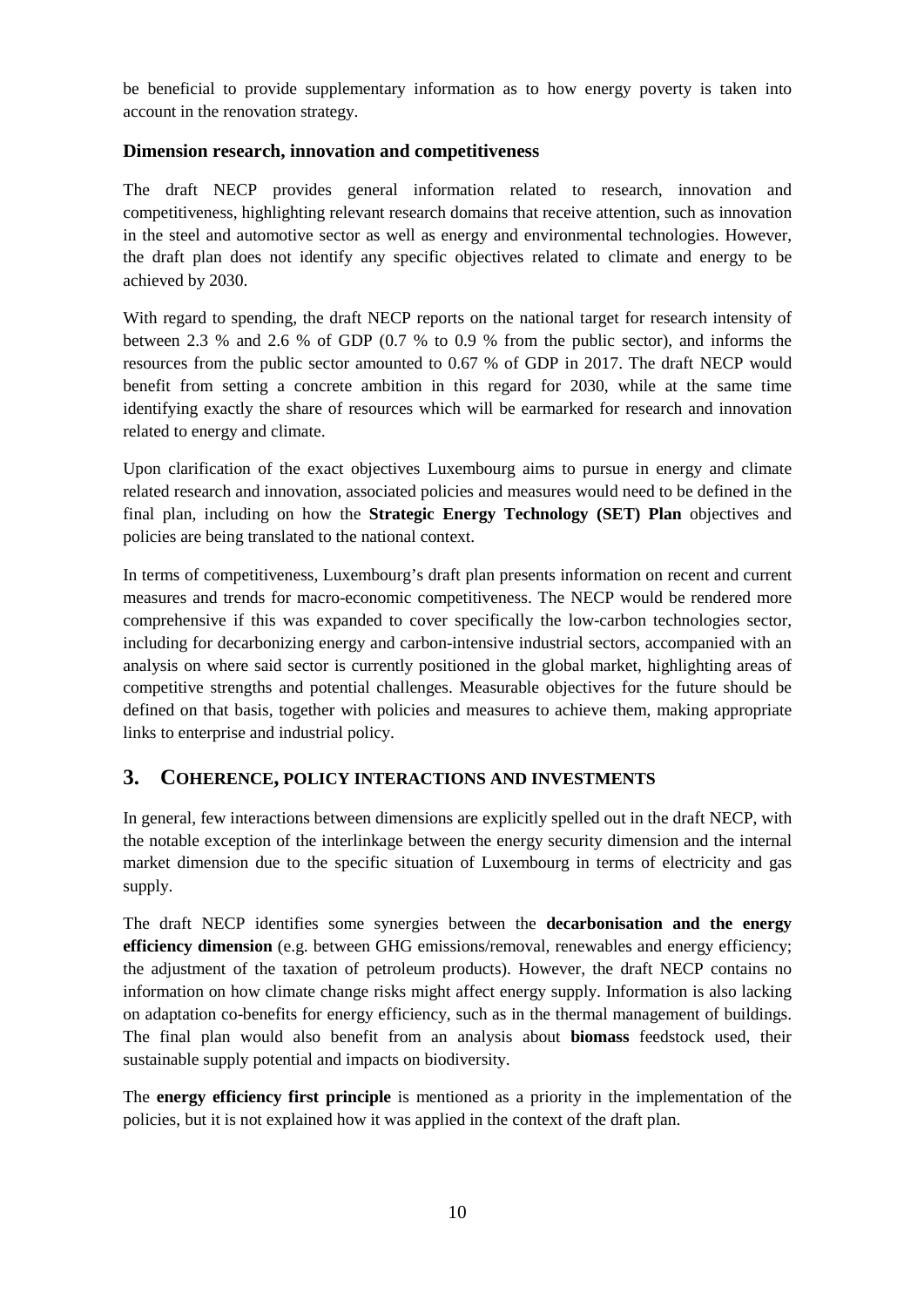be beneficial to provide supplementary information as to how energy poverty is taken into account in the renovation strategy.

### Dimension research, innovation and competitiveness

The draft NECP provides general information related to research, innovation and competitiveness, highlighting relevant research domains that receive attention, such as innovation in the steel and automotive sector as well as energy and environmental technologies. However, the draft plan does not identify any specific objectives related to climate and energy to be achieved by 2030.

With regard to spending, the draft NECP reports on the national target for research intensity of between 2.3 % and 2.6 % of GDP (0.7 % to 0.9 % from the public sector), and informs the resources from the public sector amounted to 0.67 % of GDP in 2017. The draft NECP would benefit from setting a concrete ambition in this regard for 2030, while at the same time identifying exactly the share of resources which will be earmarked for research and innovation related to energy and climate.

Upon clarification of the exact objectives Luxembourg aims to pursue in energy and climate related research and innovation, associated policies and measures would need to be defined in the final plan, including on how the **Strategic Energy Technology (SET) Plan** objectives and policies are being translated to the national context.

In terms of competitiveness, Luxembourg's draft plan presents information on recent and current measures and trends for macro-economic competitiveness. The NECP would be rendered more comprehensive if this was expanded to cover specifically the low-carbon technologies sector, including for decarbonizing energy and carbon-intensive industrial sectors, accompanied with an analysis on where said sector is currently positioned in the global market, highlighting areas of competitive strengths and potential challenges. Measurable objectives for the future should be defined on that basis, together with policies and measures to achieve them, making appropriate links to enterprise and industrial policy.

## 3. COHERENCE, POLICY INTERACTIONS AND INVESTMENTS

In general, few interactions between dimensions are explicitly spelled out in the draft NECP, with the notable exception of the interlinkage between the energy security dimension and the internal market dimension due to the specific situation of Luxembourg in terms of electricity and gas supply.

The draft NECP identifies some synergies between the **decarbonisation and the energy efficiency dimension** (e.g. between GHG emissions/removal, renewables and energy efficiency; the adjustment of the taxation of petroleum products). However, the draft NECP contains no information on how climate change risks might affect energy supply. Information is also lacking on adaptation co-benefits for energy efficiency, such as in the thermal management of buildings. The final plan would also benefit from an analysis about **biomass** feedstock used, their sustainable supply potential and impacts on biodiversity.

The **energy efficiency first principle** is mentioned as a priority in the implementation of the policies, but it is not explained how it was applied in the context of the draft plan.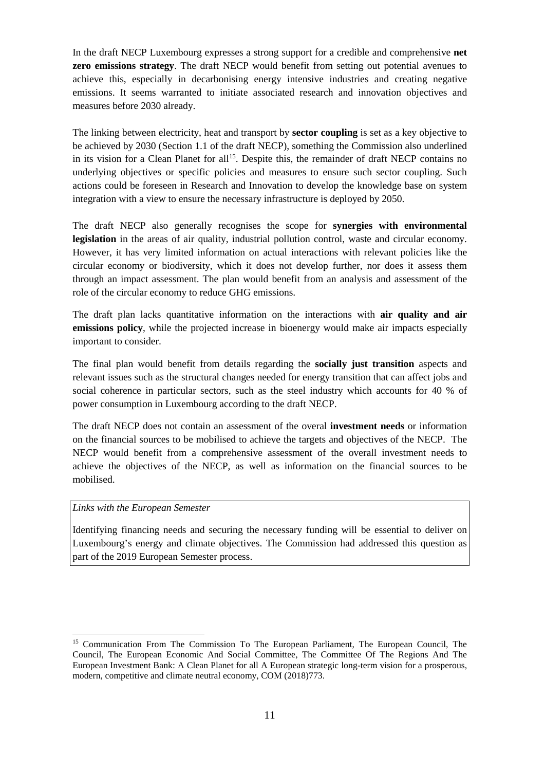In the draft NECP Luxembourg expresses a strong support for a credible and comprehensive **net zero emissions strategy**. The draft NECP would benefit from setting out potential avenues to achieve this, especially in decarbonising energy intensive industries and creating negative emissions. It seems warranted to initiate associated research and innovation objectives and measures before 2030 already.

The linking between electricity, heat and transport by **sector coupling** is set as a key objective to be achieved by 2030 (Section 1.1 of the draft NECP), something the Commission also underlined in its vision for a Clean Planet for all[15]. Despite this, the remainder of draft NECP contains no underlying objectives or specific policies and measures to ensure such sector coupling. Such actions could be foreseen in Research and Innovation to develop the knowledge base on system integration with a view to ensure the necessary infrastructure is deployed by 2050.

The draft NECP also generally recognises the scope for **synergies with environmental legislation** in the areas of air quality, industrial pollution control, waste and circular economy. However, it has very limited information on actual interactions with relevant policies like the circular economy or biodiversity, which it does not develop further, nor does it assess them through an impact assessment. The plan would benefit from an analysis and assessment of the role of the circular economy to reduce GHG emissions.

The draft plan lacks quantitative information on the interactions with **air quality and air emissions policy**, while the projected increase in bioenergy would make air impacts especially important to consider.

The final plan would benefit from details regarding the **socially just transition** aspects and relevant issues such as the structural changes needed for energy transition that can affect jobs and social coherence in particular sectors, such as the steel industry which accounts for 40 % of power consumption in Luxembourg according to the draft NECP.

The draft NECP does not contain an assessment of the overal **investment needs** or information on the financial sources to be mobilised to achieve the targets and objectives of the NECP. The NECP would benefit from a comprehensive assessment of the overall investment needs to achieve the objectives of the NECP, as well as information on the financial sources to be mobilised.

*Links with the European Semester*

Identifying financing needs and securing the necessary funding will be essential to deliver on Luxembourg's energy and climate objectives. The Commission had addressed this question as part of the 2019 European Semester process.

---

[15] Communication From The Commission To The European Parliament, The European Council, The Council, The European Economic And Social Committee, The Committee Of The Regions And The European Investment Bank: A Clean Planet for all A European strategic long-term vision for a prosperous, modern, competitive and climate neutral economy, COM (2018)773.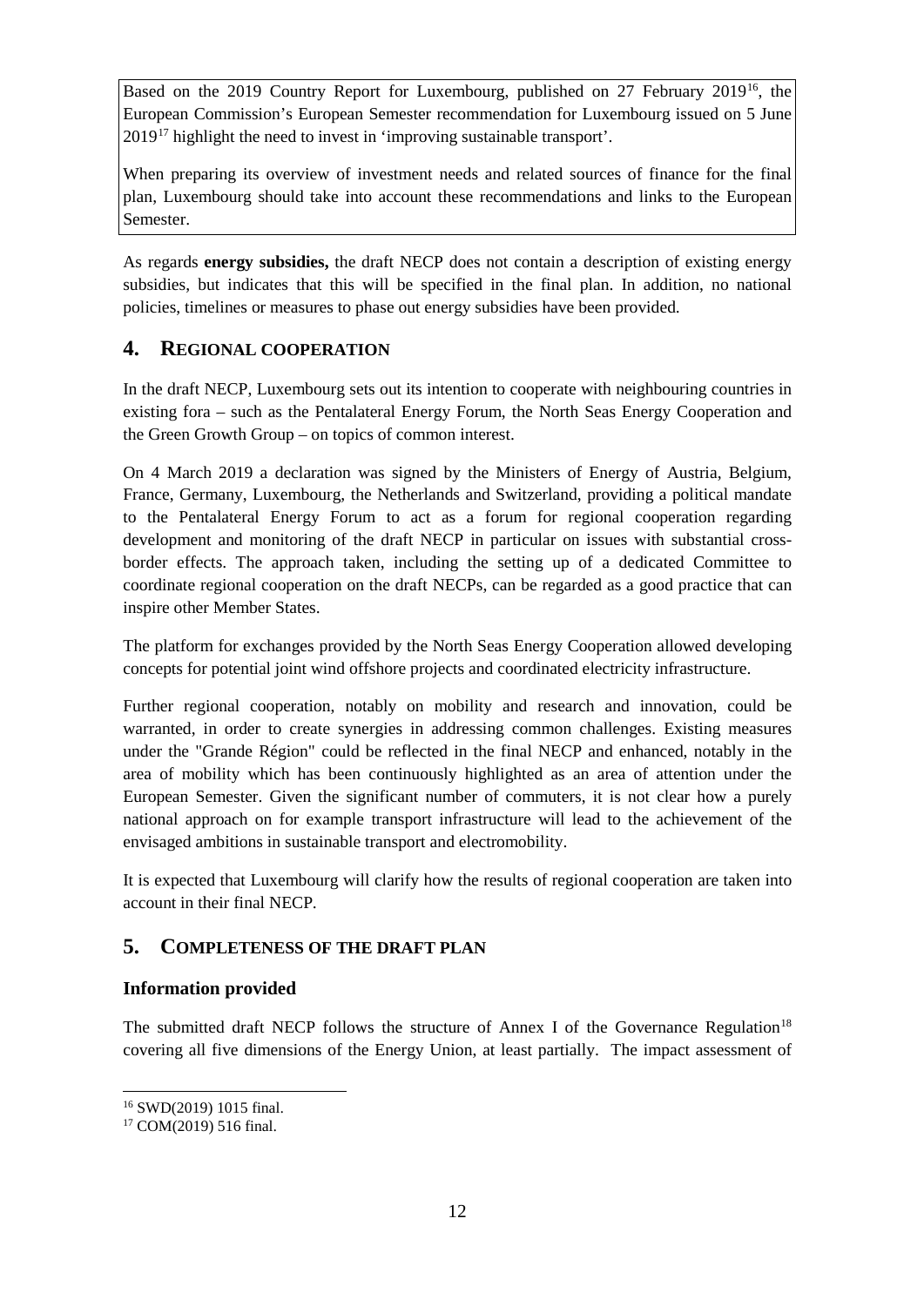Based on the 2019 Country Report for Luxembourg, published on 27 February 2019[16], the European Commission's European Semester recommendation for Luxembourg issued on 5 June 2019[17] highlight the need to invest in 'improving sustainable transport'.

When preparing its overview of investment needs and related sources of finance for the final plan, Luxembourg should take into account these recommendations and links to the European Semester.

As regards **energy subsidies,** the draft NECP does not contain a description of existing energy subsidies, but indicates that this will be specified in the final plan. In addition, no national policies, timelines or measures to phase out energy subsidies have been provided.

## 4. REGIONAL COOPERATION

In the draft NECP, Luxembourg sets out its intention to cooperate with neighbouring countries in existing fora – such as the Pentalateral Energy Forum, the North Seas Energy Cooperation and the Green Growth Group – on topics of common interest.

On 4 March 2019 a declaration was signed by the Ministers of Energy of Austria, Belgium, France, Germany, Luxembourg, the Netherlands and Switzerland, providing a political mandate to the Pentalateral Energy Forum to act as a forum for regional cooperation regarding development and monitoring of the draft NECP in particular on issues with substantial cross-border effects. The approach taken, including the setting up of a dedicated Committee to coordinate regional cooperation on the draft NECPs, can be regarded as a good practice that can inspire other Member States.

The platform for exchanges provided by the North Seas Energy Cooperation allowed developing concepts for potential joint wind offshore projects and coordinated electricity infrastructure.

Further regional cooperation, notably on mobility and research and innovation, could be warranted, in order to create synergies in addressing common challenges. Existing measures under the "Grande Région" could be reflected in the final NECP and enhanced, notably in the area of mobility which has been continuously highlighted as an area of attention under the European Semester. Given the significant number of commuters, it is not clear how a purely national approach on for example transport infrastructure will lead to the achievement of the envisaged ambitions in sustainable transport and electromobility.

It is expected that Luxembourg will clarify how the results of regional cooperation are taken into account in their final NECP.

## 5. COMPLETENESS OF THE DRAFT PLAN

### Information provided

The submitted draft NECP follows the structure of Annex I of the Governance Regulation[18] covering all five dimensions of the Energy Union, at least partially. The impact assessment of

[16] SWD(2019) 1015 final.

[17] COM(2019) 516 final.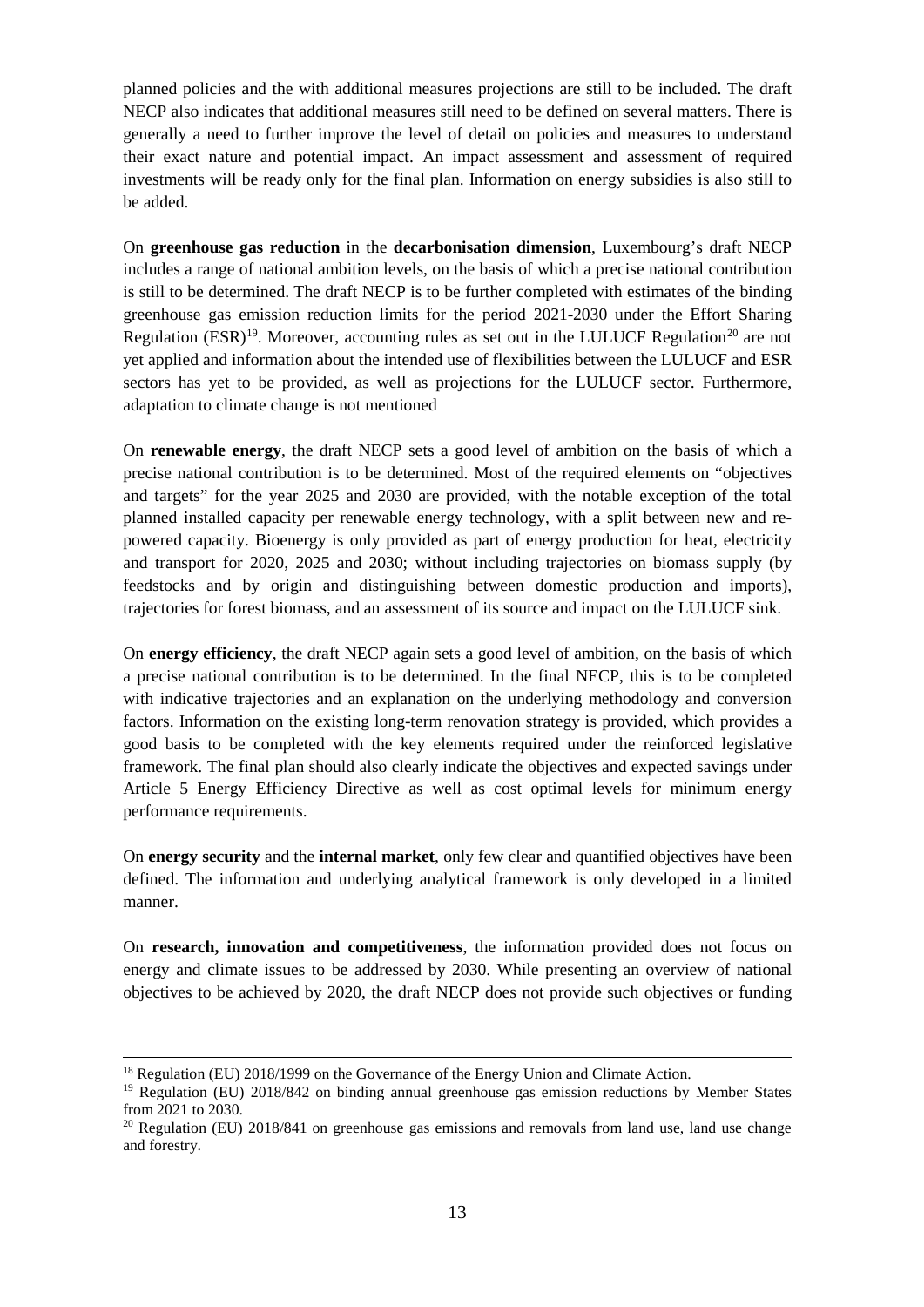planned policies and the with additional measures projections are still to be included. The draft NECP also indicates that additional measures still need to be defined on several matters. There is generally a need to further improve the level of detail on policies and measures to understand their exact nature and potential impact. An impact assessment and assessment of required investments will be ready only for the final plan. Information on energy subsidies is also still to be added.

On **greenhouse gas reduction** in the **decarbonisation dimension**, Luxembourg's draft NECP includes a range of national ambition levels, on the basis of which a precise national contribution is still to be determined. The draft NECP is to be further completed with estimates of the binding greenhouse gas emission reduction limits for the period 2021-2030 under the Effort Sharing Regulation (ESR)[19]. Moreover, accounting rules as set out in the LULUCF Regulation[20] are not yet applied and information about the intended use of flexibilities between the LULUCF and ESR sectors has yet to be provided, as well as projections for the LULUCF sector. Furthermore, adaptation to climate change is not mentioned

On **renewable energy**, the draft NECP sets a good level of ambition on the basis of which a precise national contribution is to be determined. Most of the required elements on "objectives and targets" for the year 2025 and 2030 are provided, with the notable exception of the total planned installed capacity per renewable energy technology, with a split between new and re-powered capacity. Bioenergy is only provided as part of energy production for heat, electricity and transport for 2020, 2025 and 2030; without including trajectories on biomass supply (by feedstocks and by origin and distinguishing between domestic production and imports), trajectories for forest biomass, and an assessment of its source and impact on the LULUCF sink.

On **energy efficiency**, the draft NECP again sets a good level of ambition, on the basis of which a precise national contribution is to be determined. In the final NECP, this is to be completed with indicative trajectories and an explanation on the underlying methodology and conversion factors. Information on the existing long-term renovation strategy is provided, which provides a good basis to be completed with the key elements required under the reinforced legislative framework. The final plan should also clearly indicate the objectives and expected savings under Article 5 Energy Efficiency Directive as well as cost optimal levels for minimum energy performance requirements.

On **energy security** and the **internal market**, only few clear and quantified objectives have been defined. The information and underlying analytical framework is only developed in a limited manner.

On **research, innovation and competitiveness**, the information provided does not focus on energy and climate issues to be addressed by 2030. While presenting an overview of national objectives to be achieved by 2020, the draft NECP does not provide such objectives or funding

---

[18] Regulation (EU) 2018/1999 on the Governance of the Energy Union and Climate Action.

[19] Regulation (EU) 2018/842 on binding annual greenhouse gas emission reductions by Member States from 2021 to 2030.

[20] Regulation (EU) 2018/841 on greenhouse gas emissions and removals from land use, land use change and forestry.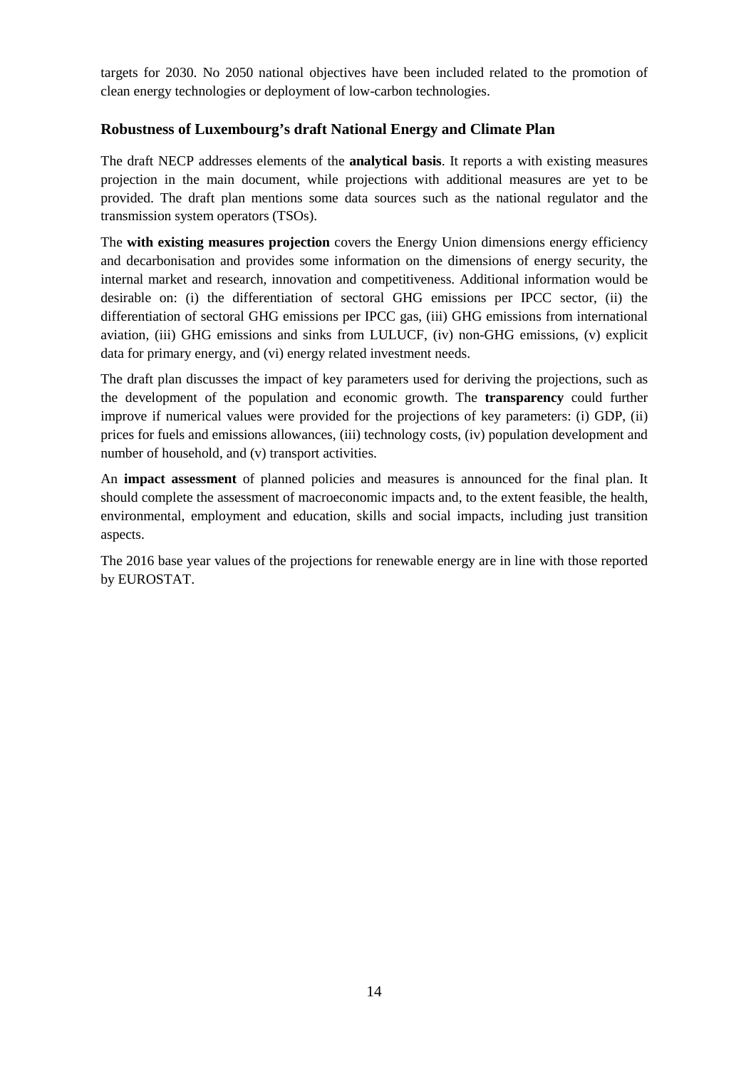targets for 2030. No 2050 national objectives have been included related to the promotion of clean energy technologies or deployment of low-carbon technologies.

### Robustness of Luxembourg's draft National Energy and Climate Plan

The draft NECP addresses elements of the **analytical basis**. It reports a with existing measures projection in the main document, while projections with additional measures are yet to be provided. The draft plan mentions some data sources such as the national regulator and the transmission system operators (TSOs).

The **with existing measures projection** covers the Energy Union dimensions energy efficiency and decarbonisation and provides some information on the dimensions of energy security, the internal market and research, innovation and competitiveness. Additional information would be desirable on: (i) the differentiation of sectoral GHG emissions per IPCC sector, (ii) the differentiation of sectoral GHG emissions per IPCC gas, (iii) GHG emissions from international aviation, (iii) GHG emissions and sinks from LULUCF, (iv) non-GHG emissions, (v) explicit data for primary energy, and (vi) energy related investment needs.

The draft plan discusses the impact of key parameters used for deriving the projections, such as the development of the population and economic growth. The **transparency** could further improve if numerical values were provided for the projections of key parameters: (i) GDP, (ii) prices for fuels and emissions allowances, (iii) technology costs, (iv) population development and number of household, and (v) transport activities.

An **impact assessment** of planned policies and measures is announced for the final plan. It should complete the assessment of macroeconomic impacts and, to the extent feasible, the health, environmental, employment and education, skills and social impacts, including just transition aspects.

The 2016 base year values of the projections for renewable energy are in line with those reported by EUROSTAT.